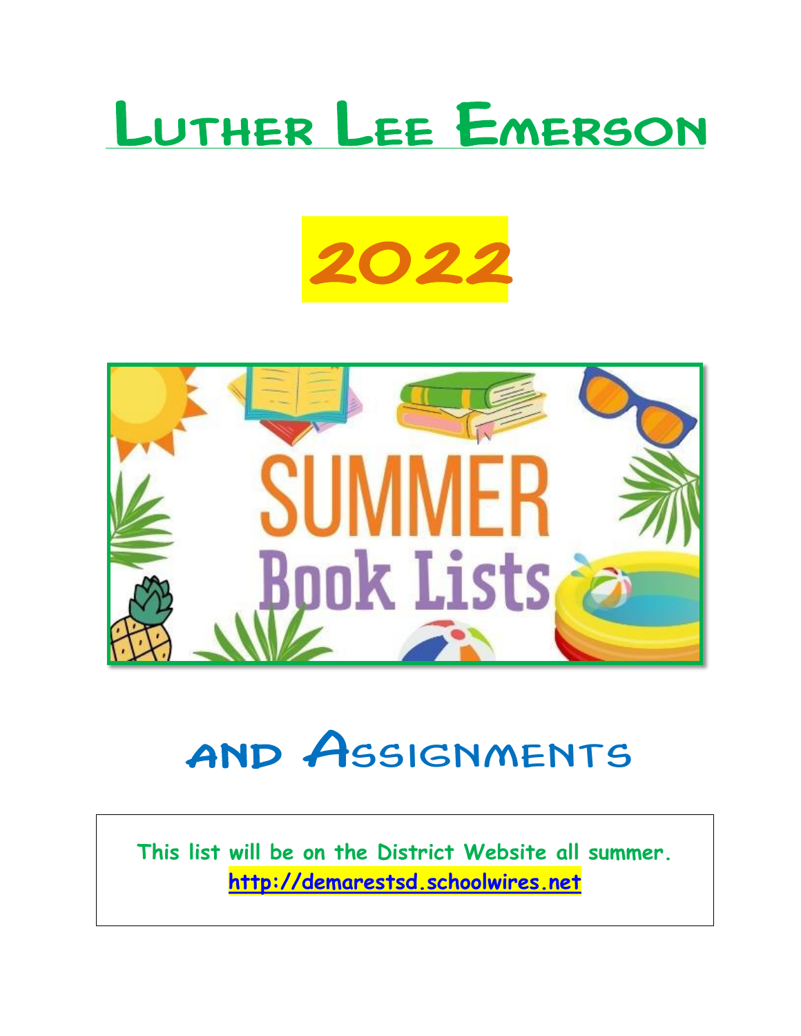# Luther Lee Emerson

## 2022

SUMMER Book Lists

## and Assignments

This list will be on the District Website all summer.
http://demarestsd.schoolwires.net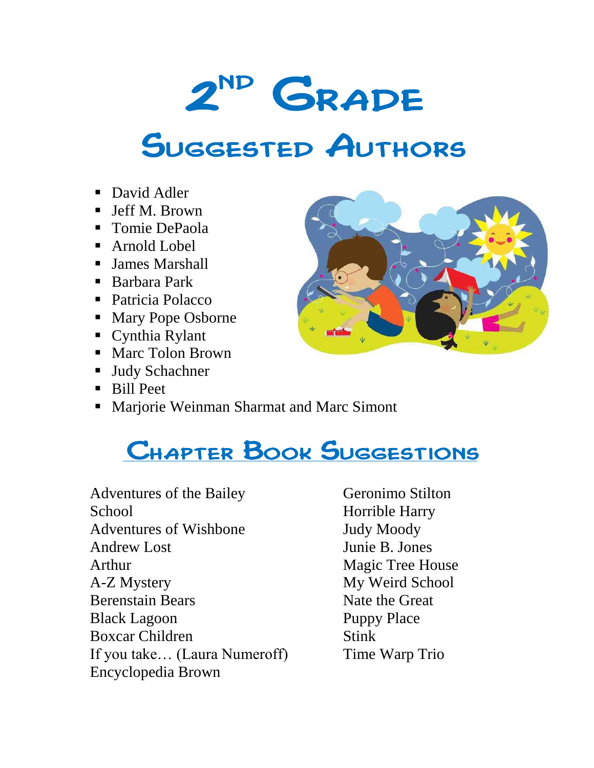# 2ND Grade

## Suggested Authors

- David Adler
- Jeff M. Brown
- Tomie DePaola
- Arnold Lobel
- James Marshall
- Barbara Park
- Patricia Polacco
- Mary Pope Osborne
- Cynthia Rylant
- Marc Tolon Brown
- Judy Schachner
- Bill Peet
- Marjorie Weinman Sharmat and Marc Simont

## Chapter Book Suggestions

Adventures of the Bailey School
Adventures of Wishbone
Andrew Lost
Arthur
A-Z Mystery
Berenstain Bears
Black Lagoon
Boxcar Children
If you take… (Laura Numeroff)
Encyclopedia Brown
Geronimo Stilton
Horrible Harry
Judy Moody
Junie B. Jones
Magic Tree House
My Weird School
Nate the Great
Puppy Place
Stink
Time Warp Trio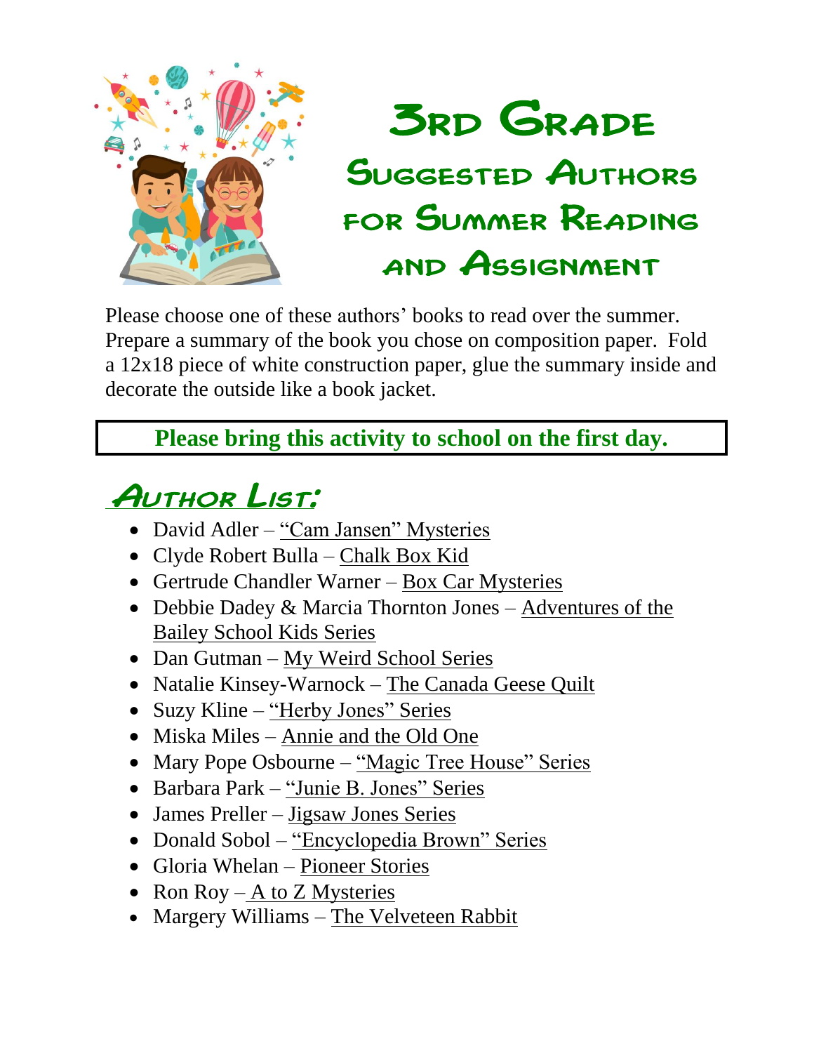# 3rd Grade Suggested Authors for Summer Reading and Assignment

Please choose one of these authors' books to read over the summer. Prepare a summary of the book you chose on composition paper. Fold a 12x18 piece of white construction paper, glue the summary inside and decorate the outside like a book jacket.

**Please bring this activity to school on the first day.**

## Author List:

- David Adler – "Cam Jansen" Mysteries
- Clyde Robert Bulla – Chalk Box Kid
- Gertrude Chandler Warner – Box Car Mysteries
- Debbie Dadey & Marcia Thornton Jones – Adventures of the Bailey School Kids Series
- Dan Gutman – My Weird School Series
- Natalie Kinsey-Warnock – The Canada Geese Quilt
- Suzy Kline – "Herby Jones" Series
- Miska Miles – Annie and the Old One
- Mary Pope Osbourne – "Magic Tree House" Series
- Barbara Park – "Junie B. Jones" Series
- James Preller – Jigsaw Jones Series
- Donald Sobol – "Encyclopedia Brown" Series
- Gloria Whelan – Pioneer Stories
- Ron Roy – A to Z Mysteries
- Margery Williams – The Velveteen Rabbit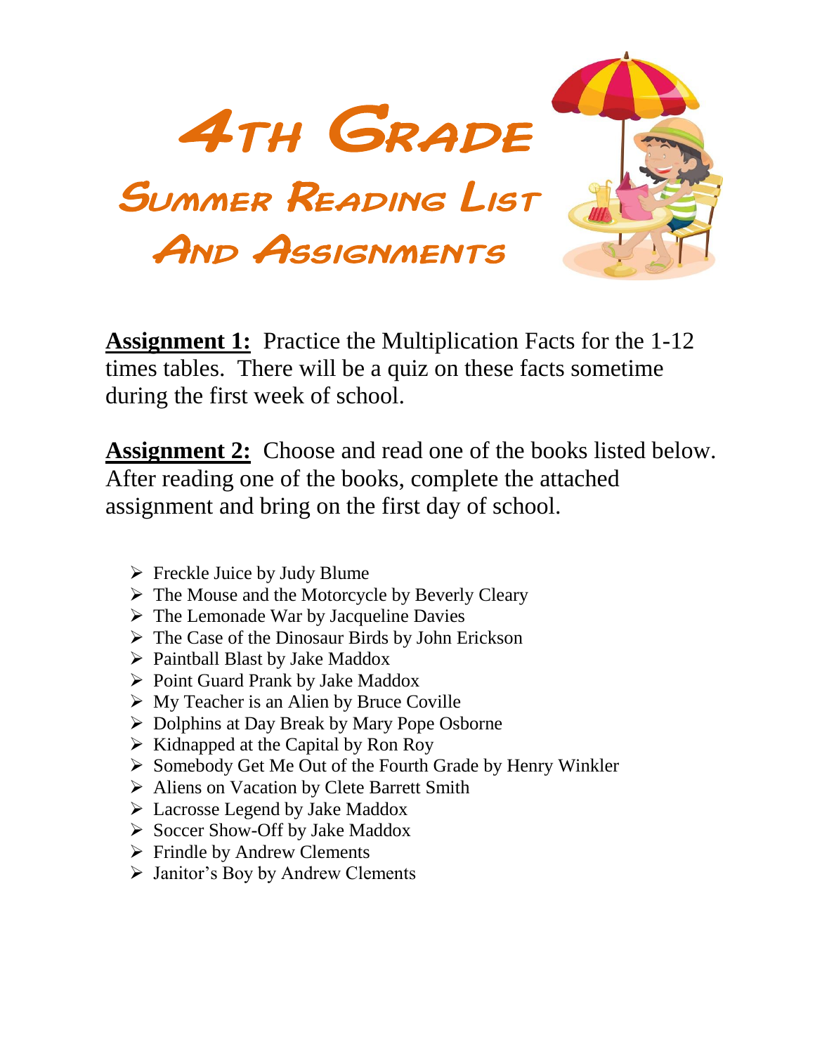# 4th Grade

## Summer Reading List And Assignments

**Assignment 1:** Practice the Multiplication Facts for the 1-12 times tables. There will be a quiz on these facts sometime during the first week of school.

**Assignment 2:** Choose and read one of the books listed below. After reading one of the books, complete the attached assignment and bring on the first day of school.

- Freckle Juice by Judy Blume
- The Mouse and the Motorcycle by Beverly Cleary
- The Lemonade War by Jacqueline Davies
- The Case of the Dinosaur Birds by John Erickson
- Paintball Blast by Jake Maddox
- Point Guard Prank by Jake Maddox
- My Teacher is an Alien by Bruce Coville
- Dolphins at Day Break by Mary Pope Osborne
- Kidnapped at the Capital by Ron Roy
- Somebody Get Me Out of the Fourth Grade by Henry Winkler
- Aliens on Vacation by Clete Barrett Smith
- Lacrosse Legend by Jake Maddox
- Soccer Show-Off by Jake Maddox
- Frindle by Andrew Clements
- Janitor's Boy by Andrew Clements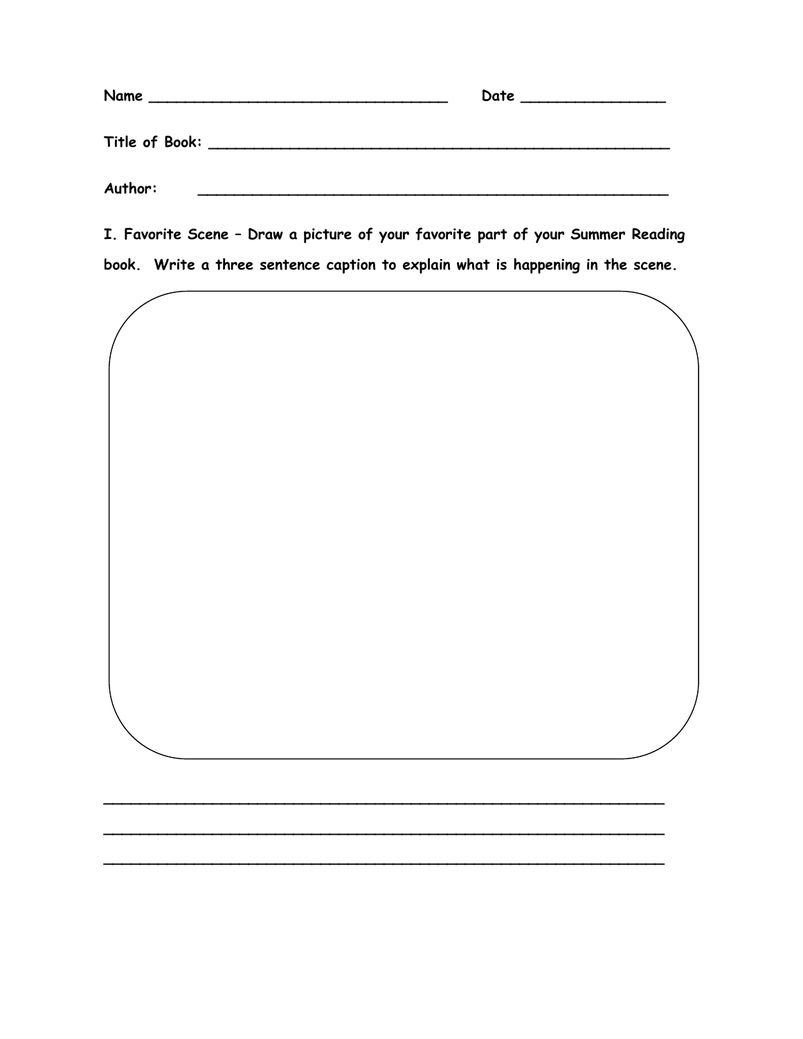**Name** ________________________________ **Date** _______________

**Title of Book:** ______________________________________________

**Author:** ______________________________________________

**I. Favorite Scene – Draw a picture of your favorite part of your Summer Reading book. Write a three sentence caption to explain what is happening in the scene.**

______________________________________________________________

______________________________________________________________

______________________________________________________________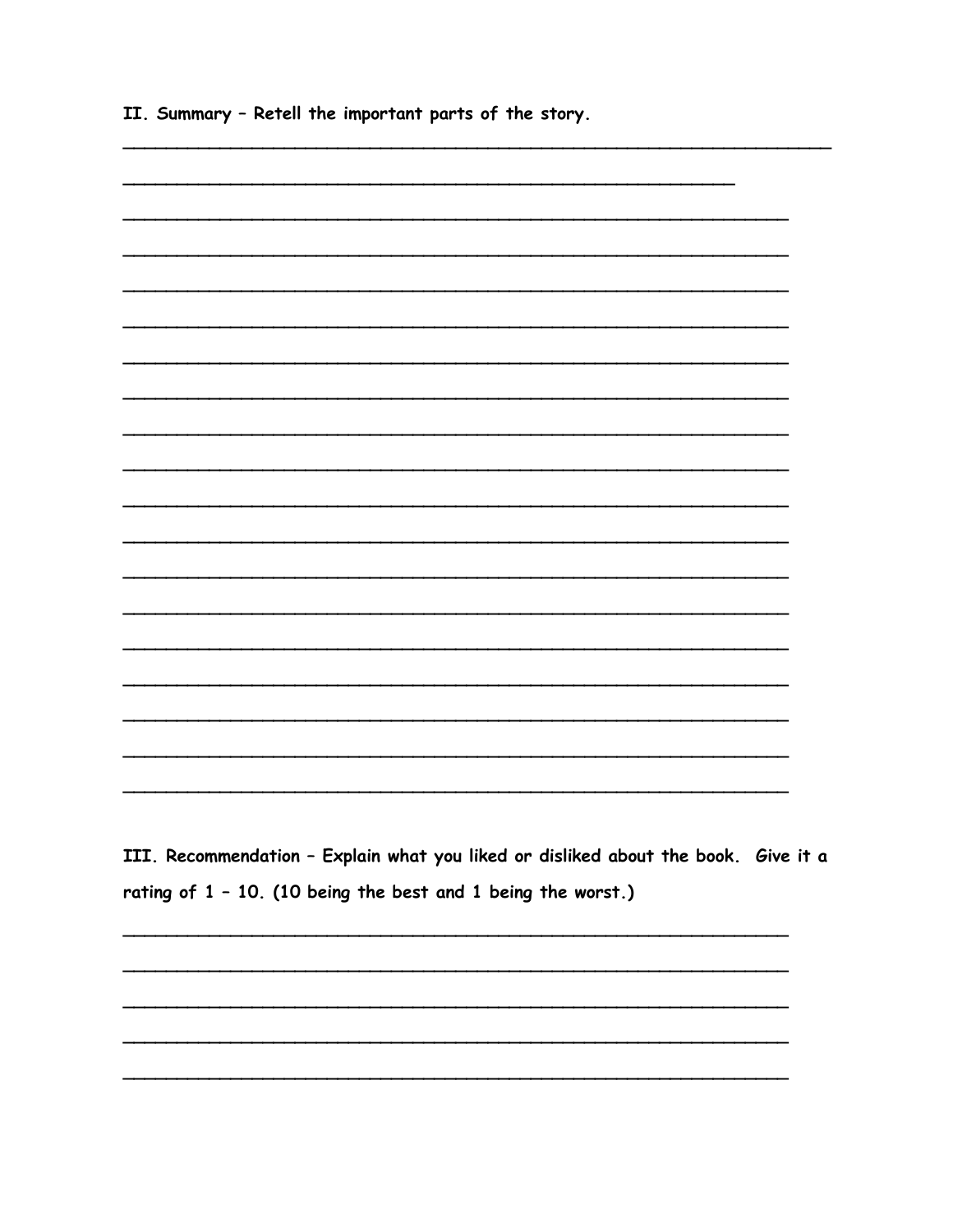II. Summary – Retell the important parts of the story.

_______________________________________________________________

_________________________________________________________

______________________________________________________________

______________________________________________________________

______________________________________________________________

______________________________________________________________

______________________________________________________________

______________________________________________________________

______________________________________________________________

______________________________________________________________

______________________________________________________________

______________________________________________________________

______________________________________________________________

______________________________________________________________

______________________________________________________________

______________________________________________________________

______________________________________________________________

______________________________________________________________

______________________________________________________________

III. Recommendation – Explain what you liked or disliked about the book. Give it a rating of 1 – 10. (10 being the best and 1 being the worst.)

______________________________________________________________

______________________________________________________________

______________________________________________________________

______________________________________________________________

______________________________________________________________